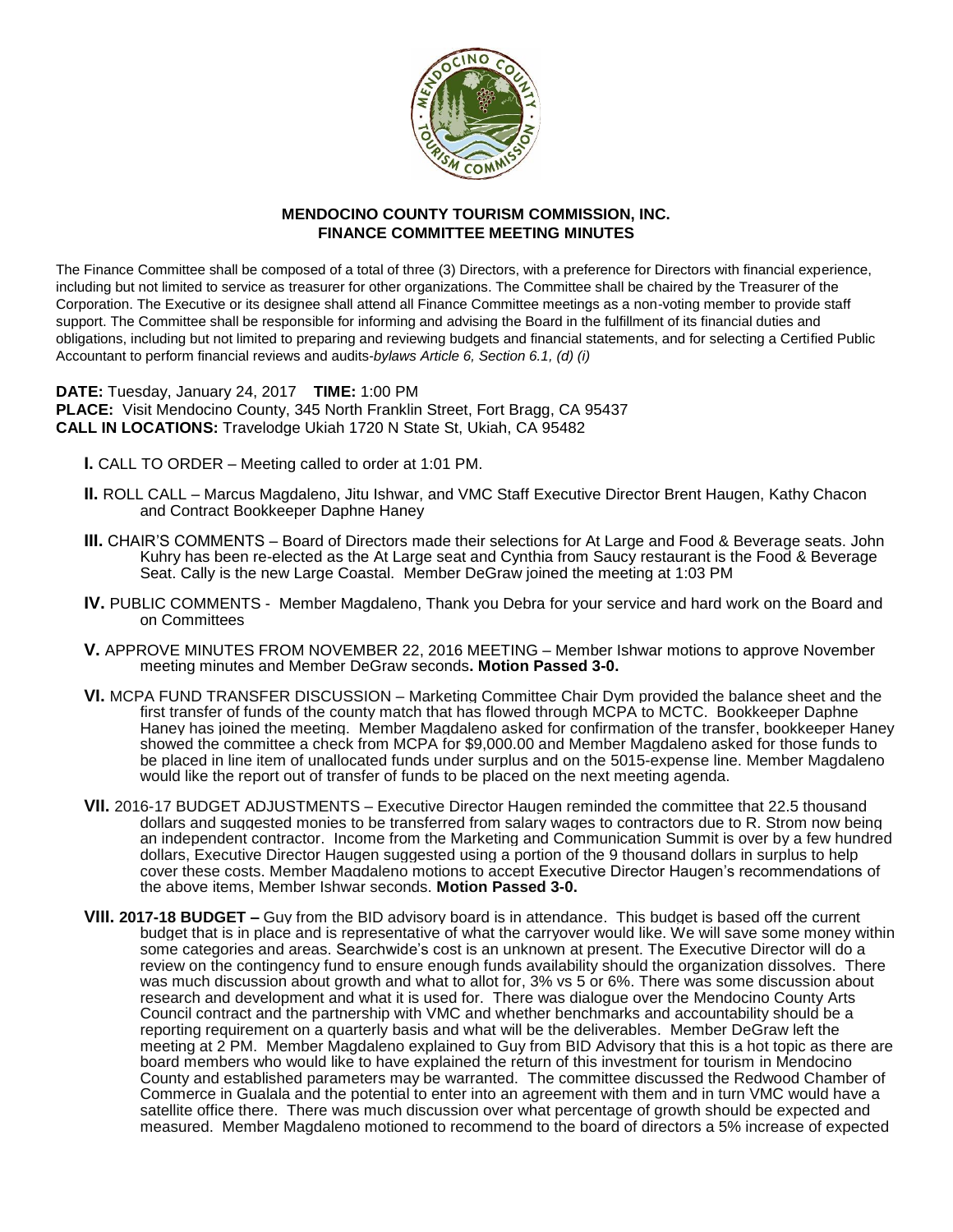# MENDOCINO COUNTY TOURISM COMMISSION, INC.
## FINANCE COMMITTEE MEETING MINUTES

The Finance Committee shall be composed of a total of three (3) Directors, with a preference for Directors with financial experience, including but not limited to service as treasurer for other organizations. The Committee shall be chaired by the Treasurer of the Corporation. The Executive or its designee shall attend all Finance Committee meetings as a non-voting member to provide staff support. The Committee shall be responsible for informing and advising the Board in the fulfillment of its financial duties and obligations, including but not limited to preparing and reviewing budgets and financial statements, and for selecting a Certified Public Accountant to perform financial reviews and audits-*bylaws Article 6, Section 6.1, (d) (i)*

**DATE:** Tuesday, January 24, 2017 **TIME:** 1:00 PM
**PLACE:** Visit Mendocino County, 345 North Franklin Street, Fort Bragg, CA 95437
**CALL IN LOCATIONS:** Travelodge Ukiah 1720 N State St, Ukiah, CA 95482

**I.** CALL TO ORDER – Meeting called to order at 1:01 PM.

**II.** ROLL CALL – Marcus Magdaleno, Jitu Ishwar, and VMC Staff Executive Director Brent Haugen, Kathy Chacon and Contract Bookkeeper Daphne Haney

**III.** CHAIR'S COMMENTS – Board of Directors made their selections for At Large and Food & Beverage seats. John Kuhry has been re-elected as the At Large seat and Cynthia from Saucy restaurant is the Food & Beverage Seat. Cally is the new Large Coastal. Member DeGraw joined the meeting at 1:03 PM

**IV.** PUBLIC COMMENTS - Member Magdaleno, Thank you Debra for your service and hard work on the Board and on Committees

**V.** APPROVE MINUTES FROM NOVEMBER 22, 2016 MEETING – Member Ishwar motions to approve November meeting minutes and Member DeGraw seconds**. Motion Passed 3-0.**

**VI.** MCPA FUND TRANSFER DISCUSSION – Marketing Committee Chair Dym provided the balance sheet and the first transfer of funds of the county match that has flowed through MCPA to MCTC. Bookkeeper Daphne Haney has joined the meeting. Member Magdaleno asked for confirmation of the transfer, bookkeeper Haney showed the committee a check from MCPA for $9,000.00 and Member Magdaleno asked for those funds to be placed in line item of unallocated funds under surplus and on the 5015-expense line. Member Magdaleno would like the report out of transfer of funds to be placed on the next meeting agenda.

**VII.** 2016-17 BUDGET ADJUSTMENTS – Executive Director Haugen reminded the committee that 22.5 thousand dollars and suggested monies to be transferred from salary wages to contractors due to R. Strom now being an independent contractor. Income from the Marketing and Communication Summit is over by a few hundred dollars, Executive Director Haugen suggested using a portion of the 9 thousand dollars in surplus to help cover these costs. Member Magdaleno motions to accept Executive Director Haugen's recommendations of the above items, Member Ishwar seconds. **Motion Passed 3-0.**

**VIII. 2017-18 BUDGET –** Guy from the BID advisory board is in attendance. This budget is based off the current budget that is in place and is representative of what the carryover would like. We will save some money within some categories and areas. Searchwide's cost is an unknown at present. The Executive Director will do a review on the contingency fund to ensure enough funds availability should the organization dissolves. There was much discussion about growth and what to allot for, 3% vs 5 or 6%. There was some discussion about research and development and what it is used for. There was dialogue over the Mendocino County Arts Council contract and the partnership with VMC and whether benchmarks and accountability should be a reporting requirement on a quarterly basis and what will be the deliverables. Member DeGraw left the meeting at 2 PM. Member Magdaleno explained to Guy from BID Advisory that this is a hot topic as there are board members who would like to have explained the return of this investment for tourism in Mendocino County and established parameters may be warranted. The committee discussed the Redwood Chamber of Commerce in Gualala and the potential to enter into an agreement with them and in turn VMC would have a satellite office there. There was much discussion over what percentage of growth should be expected and measured. Member Magdaleno motioned to recommend to the board of directors a 5% increase of expected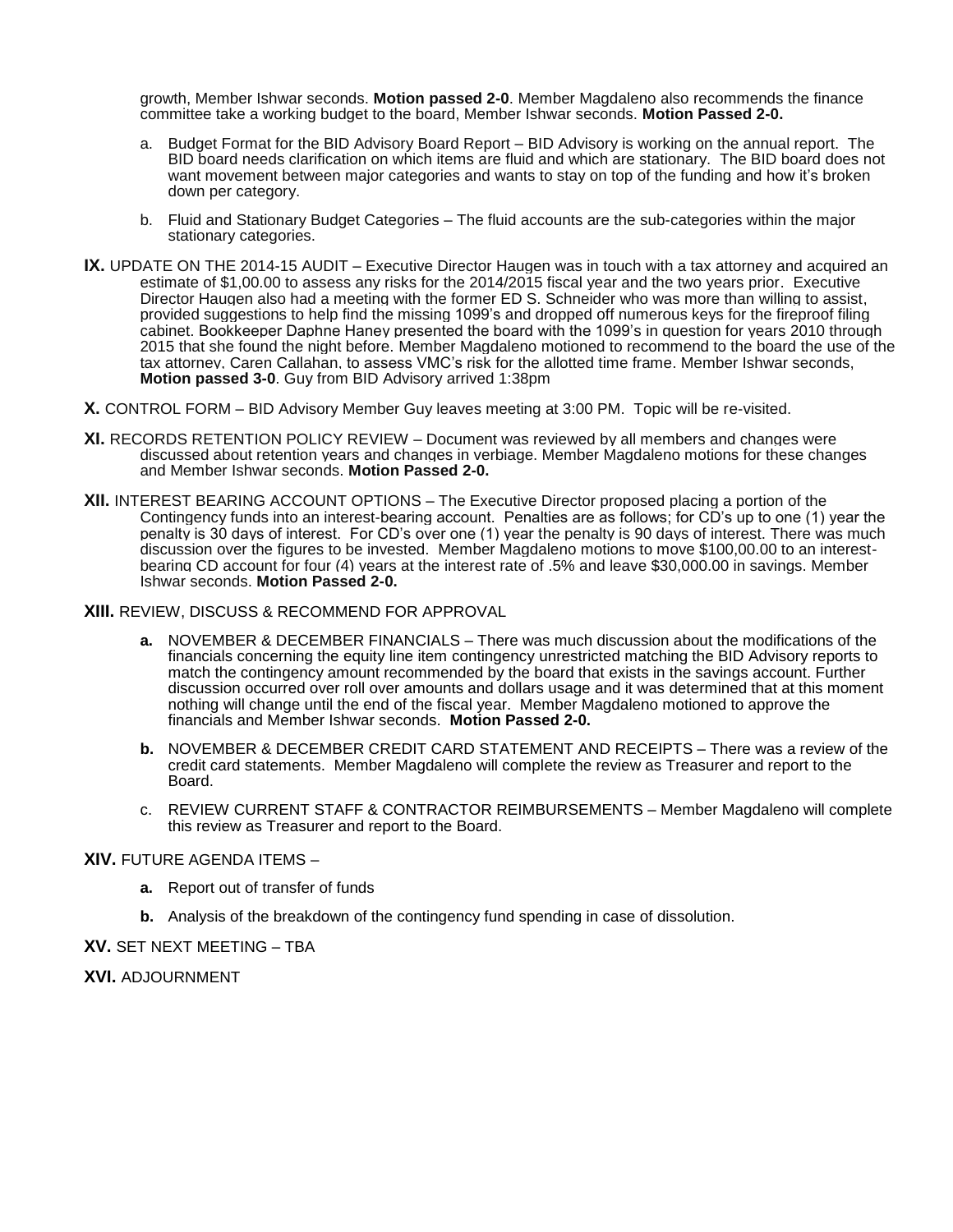growth, Member Ishwar seconds. **Motion passed 2-0**. Member Magdaleno also recommends the finance committee take a working budget to the board, Member Ishwar seconds. **Motion Passed 2-0.**

a. Budget Format for the BID Advisory Board Report – BID Advisory is working on the annual report. The BID board needs clarification on which items are fluid and which are stationary. The BID board does not want movement between major categories and wants to stay on top of the funding and how it's broken down per category.

b. Fluid and Stationary Budget Categories – The fluid accounts are the sub-categories within the major stationary categories.

**IX.** UPDATE ON THE 2014-15 AUDIT – Executive Director Haugen was in touch with a tax attorney and acquired an estimate of $1,00.00 to assess any risks for the 2014/2015 fiscal year and the two years prior. Executive Director Haugen also had a meeting with the former ED S. Schneider who was more than willing to assist, provided suggestions to help find the missing 1099's and dropped off numerous keys for the fireproof filing cabinet. Bookkeeper Daphne Haney presented the board with the 1099's in question for years 2010 through 2015 that she found the night before. Member Magdaleno motioned to recommend to the board the use of the tax attorney, Caren Callahan, to assess VMC's risk for the allotted time frame. Member Ishwar seconds, **Motion passed 3-0**. Guy from BID Advisory arrived 1:38pm

**X.** CONTROL FORM – BID Advisory Member Guy leaves meeting at 3:00 PM. Topic will be re-visited.

**XI.** RECORDS RETENTION POLICY REVIEW – Document was reviewed by all members and changes were discussed about retention years and changes in verbiage. Member Magdaleno motions for these changes and Member Ishwar seconds. **Motion Passed 2-0.**

**XII.** INTEREST BEARING ACCOUNT OPTIONS – The Executive Director proposed placing a portion of the Contingency funds into an interest-bearing account. Penalties are as follows; for CD's up to one (1) year the penalty is 30 days of interest. For CD's over one (1) year the penalty is 90 days of interest. There was much discussion over the figures to be invested. Member Magdaleno motions to move $100,00.00 to an interest-bearing CD account for four (4) years at the interest rate of .5% and leave $30,000.00 in savings. Member Ishwar seconds. **Motion Passed 2-0.**

**XIII.** REVIEW, DISCUSS & RECOMMEND FOR APPROVAL

**a.** NOVEMBER & DECEMBER FINANCIALS – There was much discussion about the modifications of the financials concerning the equity line item contingency unrestricted matching the BID Advisory reports to match the contingency amount recommended by the board that exists in the savings account. Further discussion occurred over roll over amounts and dollars usage and it was determined that at this moment nothing will change until the end of the fiscal year. Member Magdaleno motioned to approve the financials and Member Ishwar seconds. **Motion Passed 2-0.**

**b.** NOVEMBER & DECEMBER CREDIT CARD STATEMENT AND RECEIPTS – There was a review of the credit card statements. Member Magdaleno will complete the review as Treasurer and report to the Board.

c. REVIEW CURRENT STAFF & CONTRACTOR REIMBURSEMENTS – Member Magdaleno will complete this review as Treasurer and report to the Board.

**XIV.** FUTURE AGENDA ITEMS –

**a.** Report out of transfer of funds

**b.** Analysis of the breakdown of the contingency fund spending in case of dissolution.

**XV.** SET NEXT MEETING – TBA

**XVI.** ADJOURNMENT